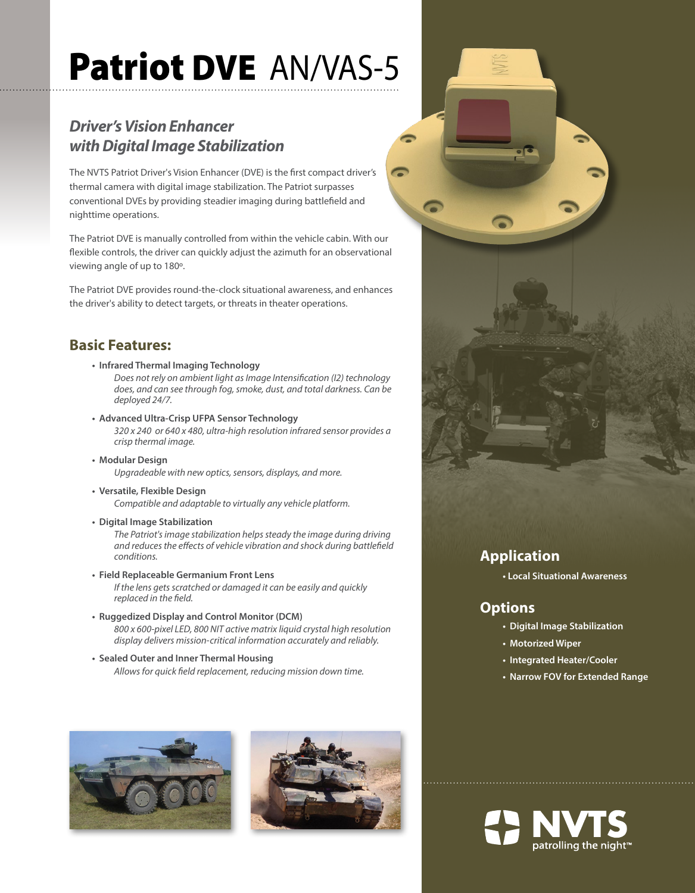# Patriot DVE AN/VAS-5

## *Driver's Vision Enhancer with Digital Image Stabilization*

The NVTS Patriot Driver's Vision Enhancer (DVE) is the first compact driver's thermal camera with digital image stabilization. The Patriot surpasses conventional DVEs by providing steadier imaging during battlefield and nighttime operations.

The Patriot DVE is manually controlled from within the vehicle cabin. With our flexible controls, the driver can quickly adjust the azimuth for an observational viewing angle of up to 180º.

The Patriot DVE provides round-the-clock situational awareness, and enhances the driver's ability to detect targets, or threats in theater operations.

## Basic Features:

- **Infrared Thermal Imaging Technology**
  *Does not rely on ambient light as Image Intensification (I2) technology does, and can see through fog, smoke, dust, and total darkness. Can be deployed 24/7.*
- **Advanced Ultra-Crisp UFPA Sensor Technology**
  *320 x 240 or 640 x 480, ultra-high resolution infrared sensor provides a crisp thermal image.*
- **Modular Design**
  *Upgradeable with new optics, sensors, displays, and more.*
- **Versatile, Flexible Design**
  *Compatible and adaptable to virtually any vehicle platform.*
- **Digital Image Stabilization**
  *The Patriot's image stabilization helps steady the image during driving and reduces the effects of vehicle vibration and shock during battlefield conditions.*
- **Field Replaceable Germanium Front Lens**
  *If the lens gets scratched or damaged it can be easily and quickly replaced in the field.*
- **Ruggedized Display and Control Monitor (DCM)**
  *800 x 600-pixel LED, 800 NIT active matrix liquid crystal high resolution display delivers mission-critical information accurately and reliably.*
- **Sealed Outer and Inner Thermal Housing**
  *Allows for quick field replacement, reducing mission down time.*

## Application

- **Local Situational Awareness**

## Options

- **Digital Image Stabilization**
- **Motorized Wiper**
- **Integrated Heater/Cooler**
- **Narrow FOV for Extended Range**

NVTS
patrolling the night™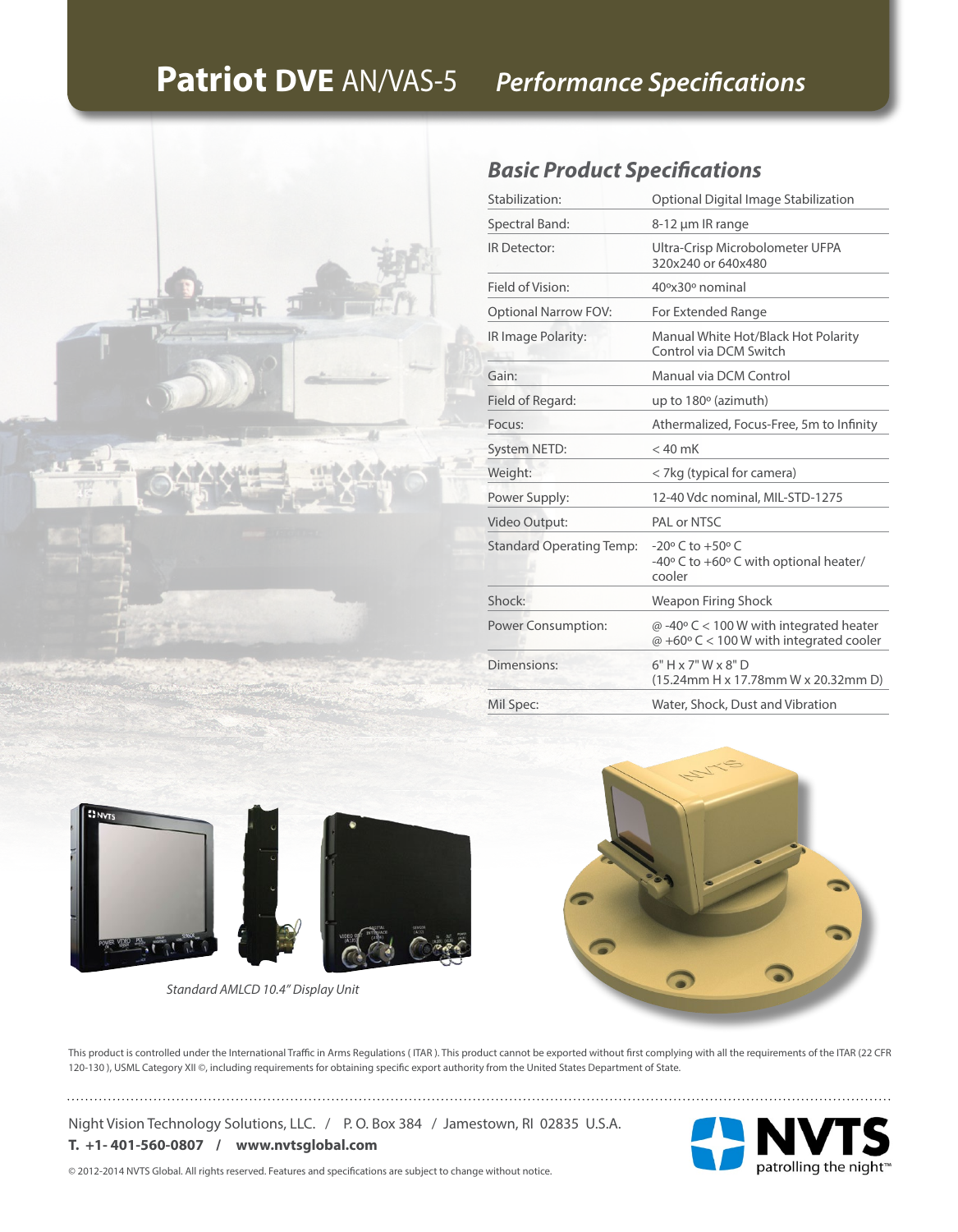# **Patriot DVE** AN/VAS-5 *Performance Specifications*

## *Basic Product Specifications*

| | |
|---|---|
| Stabilization: | Optional Digital Image Stabilization |
| Spectral Band: | 8-12 µm IR range |
| IR Detector: | Ultra-Crisp Microbolometer UFPA 320x240 or 640x480 |
| Field of Vision: | 40ºx30º nominal |
| Optional Narrow FOV: | For Extended Range |
| IR Image Polarity: | Manual White Hot/Black Hot Polarity Control via DCM Switch |
| Gain: | Manual via DCM Control |
| Field of Regard: | up to 180º (azimuth) |
| Focus: | Athermalized, Focus-Free, 5m to Infinity |
| System NETD: | < 40 mK |
| Weight: | < 7kg (typical for camera) |
| Power Supply: | 12-40 Vdc nominal, MIL-STD-1275 |
| Video Output: | PAL or NTSC |
| Standard Operating Temp: | -20º C to +50º C<br>-40º C to +60º C with optional heater/ cooler |
| Shock: | Weapon Firing Shock |
| Power Consumption: | @ -40º C < 100 W with integrated heater<br>@ +60º C < 100 W with integrated cooler |
| Dimensions: | 6" H x 7" W x 8" D<br>(15.24mm H x 17.78mm W x 20.32mm D) |
| Mil Spec: | Water, Shock, Dust and Vibration |

*Standard AMLCD 10.4" Display Unit*

This product is controlled under the International Traffic in Arms Regulations ( ITAR ). This product cannot be exported without first complying with all the requirements of the ITAR (22 CFR 120-130 ), USML Category XII ©, including requirements for obtaining specific export authority from the United States Department of State.

Night Vision Technology Solutions, LLC. / P. O. Box 384 / Jamestown, RI 02835 U.S.A.
**T. +1- 401-560-0807 / www.nvtsglobal.com**

© 2012-2014 NVTS Global. All rights reserved. Features and specifications are subject to change without notice.

NVTS patrolling the night™